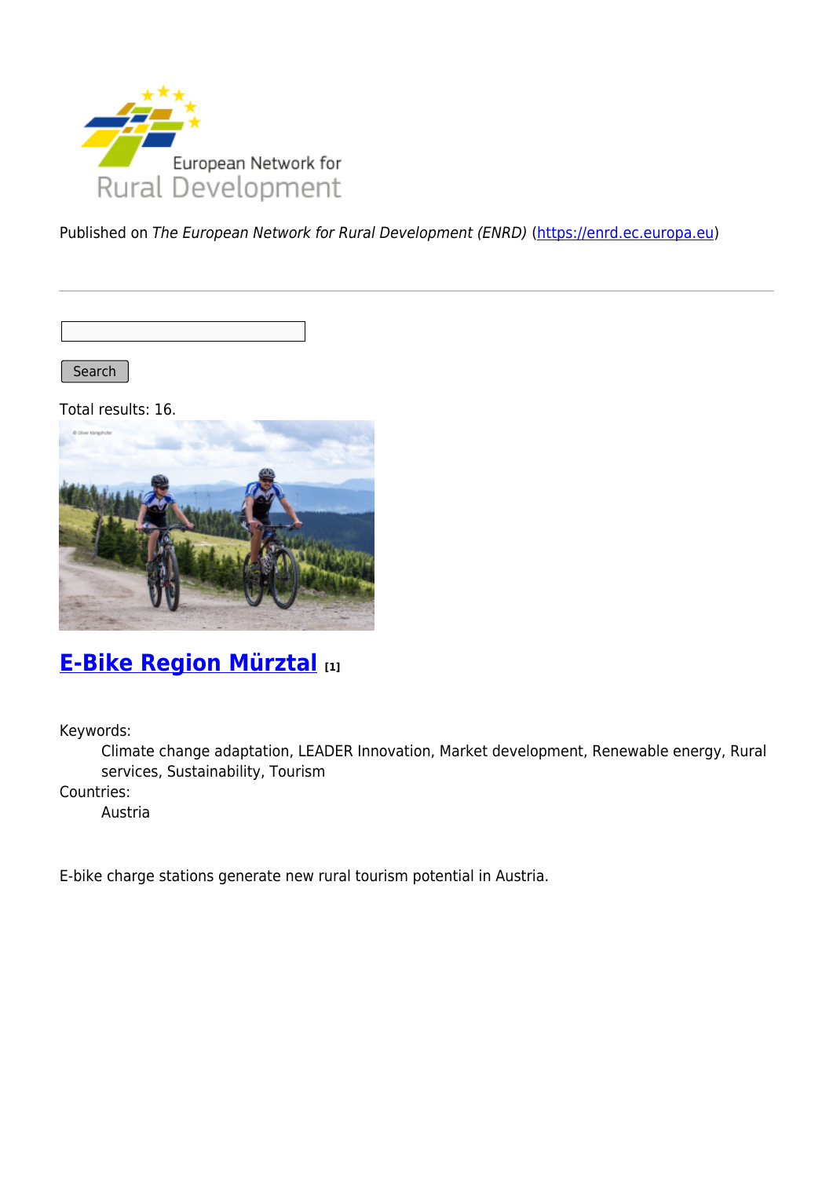European Network for Rural Development

Published on *The European Network for Rural Development (ENRD)* (https://enrd.ec.europa.eu)

Search

Total results: 16.

## E-Bike Region Mürztal [1]

Keywords:
: Climate change adaptation, LEADER Innovation, Market development, Renewable energy, Rural services, Sustainability, Tourism

Countries:
: Austria

E-bike charge stations generate new rural tourism potential in Austria.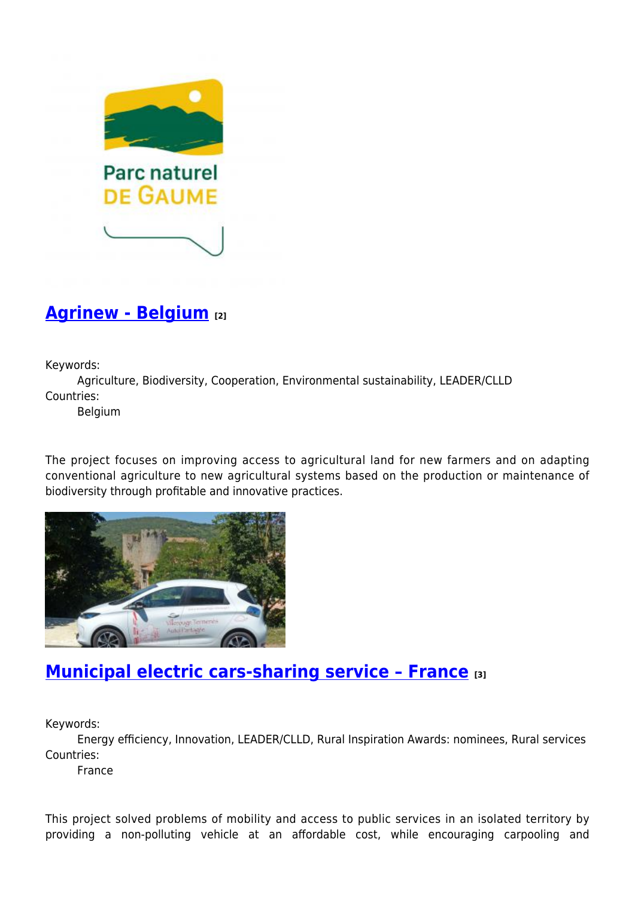## Agrinew - Belgium [2]

Keywords:
Agriculture, Biodiversity, Cooperation, Environmental sustainability, LEADER/CLLD
Countries:
Belgium

The project focuses on improving access to agricultural land for new farmers and on adapting conventional agriculture to new agricultural systems based on the production or maintenance of biodiversity through profitable and innovative practices.

## Municipal electric cars-sharing service – France [3]

Keywords:
Energy efficiency, Innovation, LEADER/CLLD, Rural Inspiration Awards: nominees, Rural services
Countries:
France

This project solved problems of mobility and access to public services in an isolated territory by providing a non-polluting vehicle at an affordable cost, while encouraging carpooling and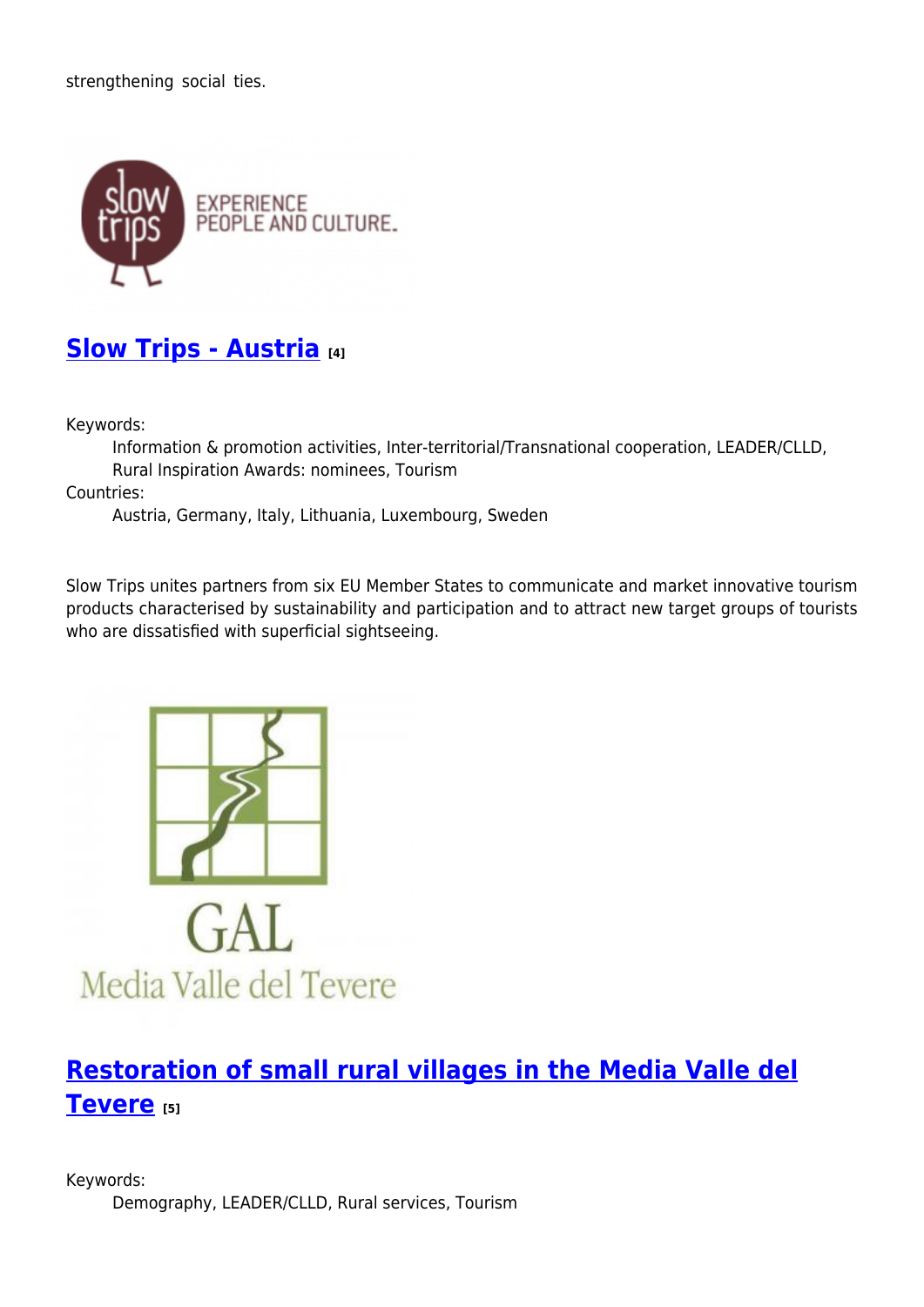strengthening social ties.

## Slow Trips - Austria [4]

Keywords:
: Information & promotion activities, Inter-territorial/Transnational cooperation, LEADER/CLLD, Rural Inspiration Awards: nominees, Tourism

Countries:
: Austria, Germany, Italy, Lithuania, Luxembourg, Sweden

Slow Trips unites partners from six EU Member States to communicate and market innovative tourism products characterised by sustainability and participation and to attract new target groups of tourists who are dissatisfied with superficial sightseeing.

## Restoration of small rural villages in the Media Valle del Tevere [5]

Keywords:
: Demography, LEADER/CLLD, Rural services, Tourism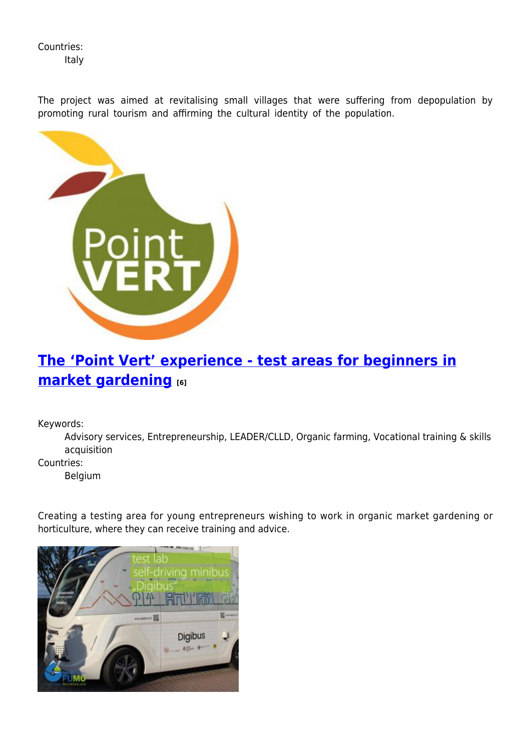Countries:
Italy

The project was aimed at revitalising small villages that were suffering from depopulation by promoting rural tourism and affirming the cultural identity of the population.

## The 'Point Vert' experience - test areas for beginners in market gardening [6]

Keywords:
Advisory services, Entrepreneurship, LEADER/CLLD, Organic farming, Vocational training & skills acquisition

Countries:
Belgium

Creating a testing area for young entrepreneurs wishing to work in organic market gardening or horticulture, where they can receive training and advice.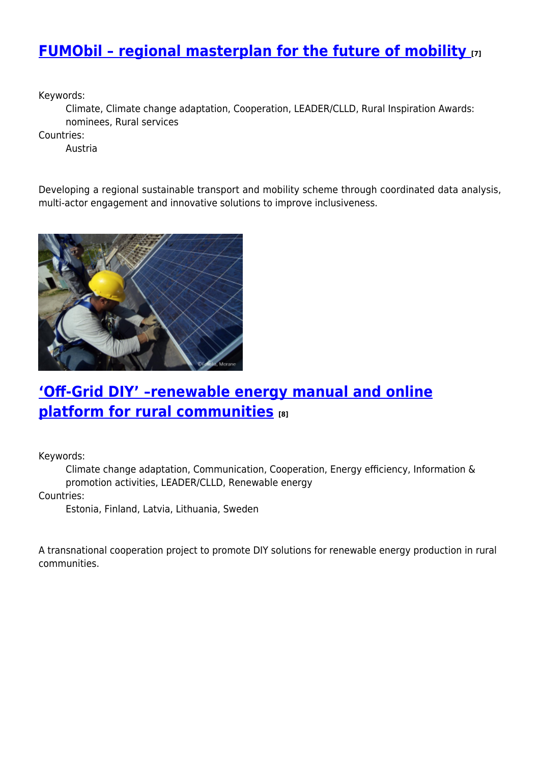## [FUMObil – regional masterplan for the future of mobility ][7]

Keywords:
: Climate, Climate change adaptation, Cooperation, LEADER/CLLD, Rural Inspiration Awards: nominees, Rural services

Countries:
: Austria

Developing a regional sustainable transport and mobility scheme through coordinated data analysis, multi-actor engagement and innovative solutions to improve inclusiveness.

## ['Off-Grid DIY' –renewable energy manual and online platform for rural communities][8]

Keywords:
: Climate change adaptation, Communication, Cooperation, Energy efficiency, Information & promotion activities, LEADER/CLLD, Renewable energy

Countries:
: Estonia, Finland, Latvia, Lithuania, Sweden

A transnational cooperation project to promote DIY solutions for renewable energy production in rural communities.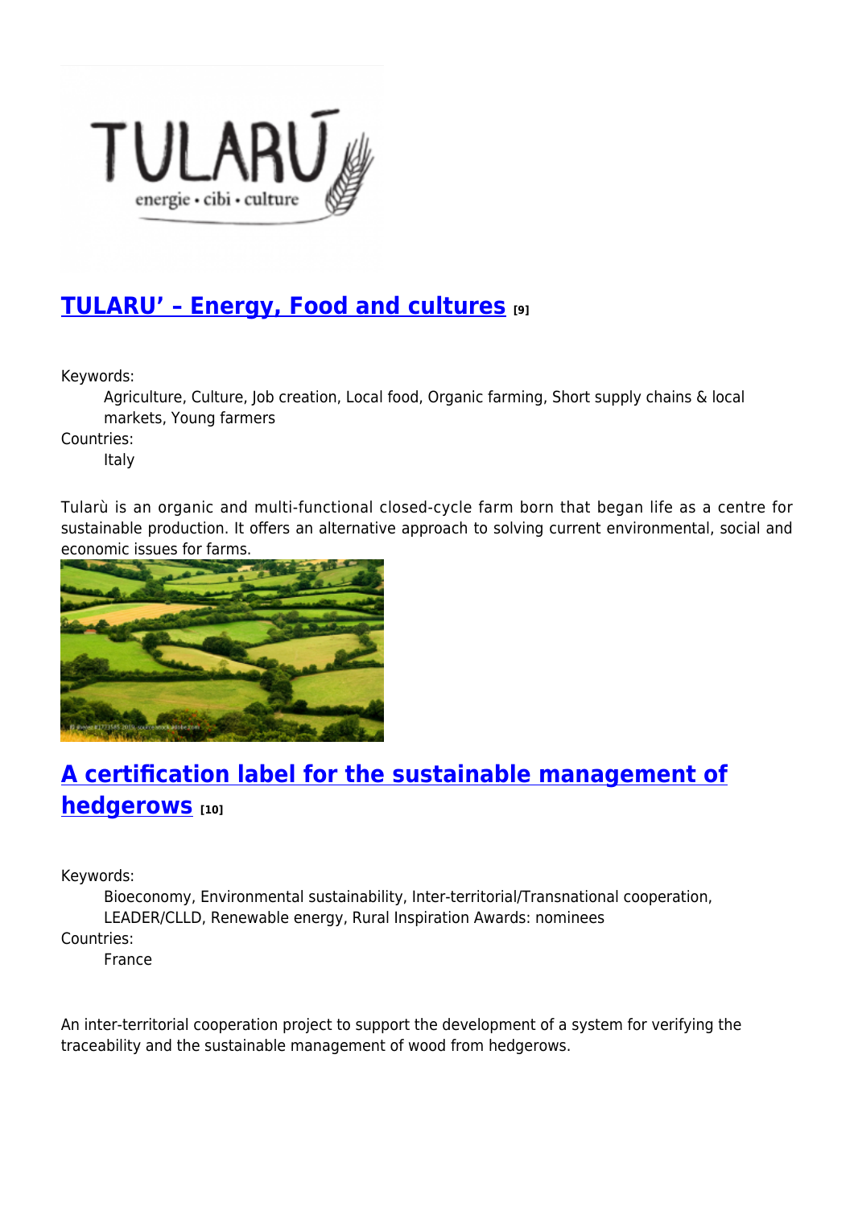## [TULARU' – Energy, Food and cultures [9]]

Keywords:
: Agriculture, Culture, Job creation, Local food, Organic farming, Short supply chains & local markets, Young farmers

Countries:
: Italy

Tularù is an organic and multi-functional closed-cycle farm born that began life as a centre for sustainable production. It offers an alternative approach to solving current environmental, social and economic issues for farms.

## A certification label for the sustainable management of hedgerows [10]

Keywords:
: Bioeconomy, Environmental sustainability, Inter-territorial/Transnational cooperation, LEADER/CLLD, Renewable energy, Rural Inspiration Awards: nominees

Countries:
: France

An inter-territorial cooperation project to support the development of a system for verifying the traceability and the sustainable management of wood from hedgerows.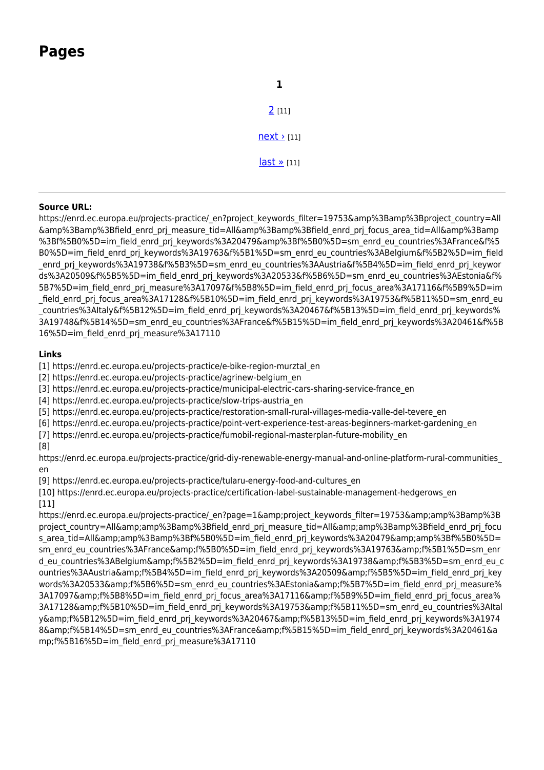# Pages

**1**

2 [11]

next › [11]

last » [11]

---

**Source URL:**
https://enrd.ec.europa.eu/projects-practice/_en?project_keywords_filter=19753&amp%3Bamp%3Bproject_country=All&amp%3Bamp%3Bfield_enrd_prj_measure_tid=All&amp%3Bamp%3Bfield_enrd_prj_focus_area_tid=All&amp%3Bamp%3Bf%5B0%5D=im_field_enrd_prj_keywords%3A20479&amp%3Bf%5B0%5D=sm_enrd_eu_countries%3AFrance&f%5B0%5D=im_field_enrd_prj_keywords%3A19763&f%5B1%5D=sm_enrd_eu_countries%3ABelgium&f%5B2%5D=im_field_enrd_prj_keywords%3A19738&f%5B3%5D=sm_enrd_eu_countries%3AAustria&f%5B4%5D=im_field_enrd_prj_keywords%3A20509&f%5B5%5D=im_field_enrd_prj_keywords%3A20533&f%5B6%5D=sm_enrd_eu_countries%3AEstonia&f%5B7%5D=im_field_enrd_prj_measure%3A17097&f%5B8%5D=im_field_enrd_prj_focus_area%3A17116&f%5B9%5D=im_field_enrd_prj_focus_area%3A17128&f%5B10%5D=im_field_enrd_prj_keywords%3A19753&f%5B11%5D=sm_enrd_eu_countries%3AItaly&f%5B12%5D=im_field_enrd_prj_keywords%3A20467&f%5B13%5D=im_field_enrd_prj_keywords%3A19748&f%5B14%5D=sm_enrd_eu_countries%3AFrance&f%5B15%5D=im_field_enrd_prj_keywords%3A20461&f%5B16%5D=im_field_enrd_prj_measure%3A17110

**Links**
[1] https://enrd.ec.europa.eu/projects-practice/e-bike-region-murztal_en
[2] https://enrd.ec.europa.eu/projects-practice/agrinew-belgium_en
[3] https://enrd.ec.europa.eu/projects-practice/municipal-electric-cars-sharing-service-france_en
[4] https://enrd.ec.europa.eu/projects-practice/slow-trips-austria_en
[5] https://enrd.ec.europa.eu/projects-practice/restoration-small-rural-villages-media-valle-del-tevere_en
[6] https://enrd.ec.europa.eu/projects-practice/point-vert-experience-test-areas-beginners-market-gardening_en
[7] https://enrd.ec.europa.eu/projects-practice/fumobil-regional-masterplan-future-mobility_en
[8] https://enrd.ec.europa.eu/projects-practice/grid-diy-renewable-energy-manual-and-online-platform-rural-communities_en
[9] https://enrd.ec.europa.eu/projects-practice/tularu-energy-food-and-cultures_en
[10] https://enrd.ec.europa.eu/projects-practice/certification-label-sustainable-management-hedgerows_en
[11] https://enrd.ec.europa.eu/projects-practice/_en?page=1&amp;project_keywords_filter=19753&amp;amp%3Bamp%3Bproject_country=All&amp;amp%3Bamp%3Bfield_enrd_prj_measure_tid=All&amp;amp%3Bamp%3Bfield_enrd_prj_focus_area_tid=All&amp;amp%3Bamp%3Bf%5B0%5D=im_field_enrd_prj_keywords%3A20479&amp;amp%3Bf%5B0%5D=sm_enrd_eu_countries%3AFrance&amp;f%5B0%5D=im_field_enrd_prj_keywords%3A19763&amp;f%5B1%5D=sm_enrd_eu_countries%3ABelgium&amp;f%5B2%5D=im_field_enrd_prj_keywords%3A19738&amp;f%5B3%5D=sm_enrd_eu_countries%3AAustria&amp;f%5B4%5D=im_field_enrd_prj_keywords%3A20509&amp;f%5B5%5D=im_field_enrd_prj_keywords%3A20533&amp;f%5B6%5D=sm_enrd_eu_countries%3AEstonia&amp;f%5B7%5D=im_field_enrd_prj_measure%3A17097&amp;f%5B8%5D=im_field_enrd_prj_focus_area%3A17116&amp;f%5B9%5D=im_field_enrd_prj_focus_area%3A17128&amp;f%5B10%5D=im_field_enrd_prj_keywords%3A19753&amp;f%5B11%5D=sm_enrd_eu_countries%3AItaly&amp;f%5B12%5D=im_field_enrd_prj_keywords%3A20467&amp;f%5B13%5D=im_field_enrd_prj_keywords%3A19748&amp;f%5B14%5D=sm_enrd_eu_countries%3AFrance&amp;f%5B15%5D=im_field_enrd_prj_keywords%3A20461&amp;f%5B16%5D=im_field_enrd_prj_measure%3A17110